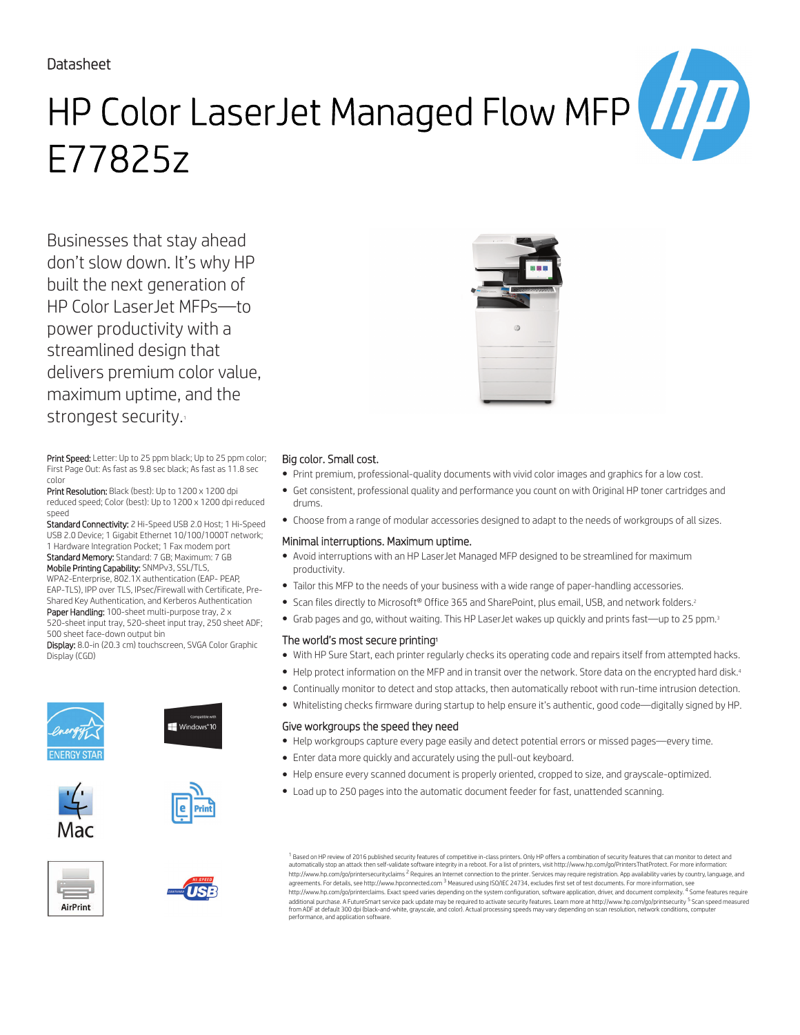Datasheet

# HP Color LaserJet Managed Flow MFP E77825z

Businesses that stay ahead don't slow down. It's why HP built the next generation of HP Color LaserJet MFPs—to power productivity with a streamlined design that delivers premium color value, maximum uptime, and the strongest security.[1]

**Print Speed:** Letter: Up to 25 ppm black; Up to 25 ppm color; First Page Out: As fast as 9.8 sec black; As fast as 11.8 sec color

**Print Resolution:** Black (best): Up to 1200 x 1200 dpi reduced speed; Color (best): Up to 1200 x 1200 dpi reduced speed

**Standard Connectivity:** 2 Hi-Speed USB 2.0 Host; 1 Hi-Speed USB 2.0 Device; 1 Gigabit Ethernet 10/100/1000T network; 1 Hardware Integration Pocket; 1 Fax modem port

**Standard Memory:** Standard: 7 GB; Maximum: 7 GB

**Mobile Printing Capability:** SNMPv3, SSL/TLS, WPA2-Enterprise, 802.1X authentication (EAP- PEAP, EAP-TLS), IPP over TLS, IPsec/Firewall with Certificate, Pre-Shared Key Authentication, and Kerberos Authentication

**Paper Handling:** 100-sheet multi-purpose tray, 2 x 520-sheet input tray, 520-sheet input tray, 250 sheet ADF; 500 sheet face-down output bin

**Display:** 8.0-in (20.3 cm) touchscreen, SVGA Color Graphic Display (CGD)

ENERGY STAR

Compatible with Windows® 10

Mac

ePrint

AirPrint

Certified Hi-Speed USB

## Big color. Small cost.

- Print premium, professional-quality documents with vivid color images and graphics for a low cost.
- Get consistent, professional quality and performance you count on with Original HP toner cartridges and drums.
- Choose from a range of modular accessories designed to adapt to the needs of workgroups of all sizes.

## Minimal interruptions. Maximum uptime.

- Avoid interruptions with an HP LaserJet Managed MFP designed to be streamlined for maximum productivity.
- Tailor this MFP to the needs of your business with a wide range of paper-handling accessories.
- Scan files directly to Microsoft® Office 365 and SharePoint, plus email, USB, and network folders.[2]
- Grab pages and go, without waiting. This HP LaserJet wakes up quickly and prints fast—up to 25 ppm.[3]

## The world's most secure printing[1]

- With HP Sure Start, each printer regularly checks its operating code and repairs itself from attempted hacks.
- Help protect information on the MFP and in transit over the network. Store data on the encrypted hard disk.[4]
- Continually monitor to detect and stop attacks, then automatically reboot with run-time intrusion detection.
- Whitelisting checks firmware during startup to help ensure it's authentic, good code—digitally signed by HP.

## Give workgroups the speed they need

- Help workgroups capture every page easily and detect potential errors or missed pages—every time.
- Enter data more quickly and accurately using the pull-out keyboard.
- Help ensure every scanned document is properly oriented, cropped to size, and grayscale-optimized.
- Load up to 250 pages into the automatic document feeder for fast, unattended scanning.

[1] Based on HP review of 2016 published security features of competitive in-class printers. Only HP offers a combination of security features that can monitor to detect and automatically stop an attack then self-validate software integrity in a reboot. For a list of printers, visit http://www.hp.com/go/PrintersThatProtect. For more information: http://www.hp.com/go/printersecurityclaims [2] Requires an Internet connection to the printer. Services may require registration. App availability varies by country, language, and agreements. For details, see http://www.hpconnected.com [3] Measured using ISO/IEC 24734, excludes first set of test documents. For more information, see http://www.hp.com/go/printerclaims. Exact speed varies depending on the system configuration, software application, driver, and document complexity. [4] Some features require additional purchase. A FutureSmart service pack update may be required to activate security features. Learn more at http://www.hp.com/go/printsecurity [5] Scan speed measured from ADF at default 300 dpi (black-and-white, grayscale, and color). Actual processing speeds may vary depending on scan resolution, network conditions, computer performance, and application software.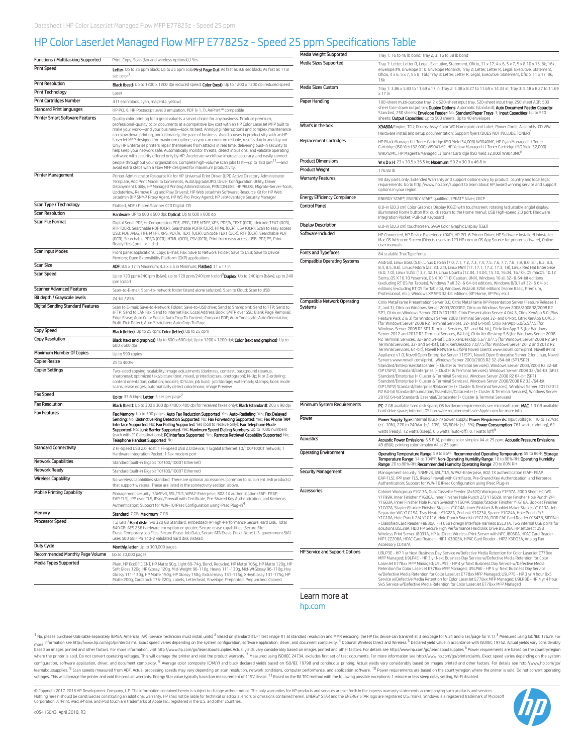# HP Color LaserJet Managed Flow MFP E77825z - Speed 25 ppm Specifications Table

| | |
|---|---|
| Functions / Multitasking Supported | Print, Copy, Scan (fax and wireless optional) / Yes |
| Print Speed | **Letter**: Up to 25 ppm black; Up to 25 ppm color **First Page Out**: As fast as 9.8 sec black; As fast as 11.8 sec color[3] |
| Print Resolution | **Black (best)**: Up to 1200 x 1200 dpi reduced speed; **Color (best)**: Up to 1200 x 1200 dpi reduced speed |
| Print Technology | Laser |
| Print Cartridges Number | 4 (1 each black, cyan, magenta, yellow) |
| Standard Print languages | HP PCL 6, HP Postscript level 3 emulation, PDF (v 1.7), AirPrint™ compatible |
| Printer Smart Software Features | Quality color printing for a great value is a smart choice for any business. Produce premium, professional-quality color documents at a competitive low cost with an HP Color LaserJet MFP built to make your work—and your business—look its best. Annoying interruptions and complex maintenance can slow down printing, and ultimately, the pace of business. Avoid pauses in productivity with an HP LaserJet MFP designed for maximum uptime, so you can count on reliable, results day in and day out. Only HP Enterprise printers repair themselves from attacks in real time, delivering built-in security to help keep your network safe. Automatically monitor threats, detect intrusions, and validate operating software with security offered only by HP. Accelerate workflow, improve accuracy, and easily connect people throughout your organization. Complete high-volume scan jobs fast—up to 180 ipm[11]—and avoid extra steps with a Flow MFP designed for maximum productivity. |
| Printer Management | Printer Administrator Resource Kit for HP Universal Print Driver (UPD Active Directory Administrator Template, Add Print Model to Comments, AutoUpgradeUPD, Driver Configuration Utility, Driver Deployment Utility, HP Managed Printing Administration, PRNCON.EXE, HPPRLOG, Migrate-Server-Tools, UpdateNow, Remove Plug and Play Drivers); HP Web Jetadmin Software; Resource Kit for HP Web Jetadmin (HP SNMP Proxy Agent, HP WS Pro Proxy Agent); HP JetAdvantage Security Manager |
| Scan Type / Technology | Flatbed, ADF / Platen Scanner CCD Digital-CIS |
| Scan Resolution | **Hardware**: UP to 600 x 600 dpi; **Optical**: Up to 600 x 600 dpi |
| Scan File Format | Digital Send: PDF, Hi-Compression PDF, JPEG, TIFF, MTIFF, XPS, PDF/A, TEXT (OCR), Unicode TEXT (OCR), RTF (OCR), Searchable PDF (OCR), Searchable PDF/A (OCR), HTML (OCR), CSV (OCR); Scan to easy access USB: PDF, JPEG, TIFF, MTIFF, XPS, PDF/A, TEXT (OCR), Unicode TEXT (OCR), RTF (OCR), Searchable PDF (OCR), Searchable PDF/A (OCR), HTML (OCR), CSV (OCR); Print from easy access USB: PDF, PS, Print Ready files (.prn, .pcl, .cht) |
| Scan Input Modes | Front panel applications: Copy; E-mail; Fax; Save to Network Folder; Save to USB; Save to Device Memory; Open Extensibility Platform (OXP) applications |
| Scan Size | **ADF**: 8.5 x 17 in Maximum; 4.3 x 5.5 in Minimum; **Flatbed**: 11 x 17 in |
| Scan Speed | Up to 120 ppm/240 ipm (b&w), up to 120 ppm/240 ipm (color)[9] **Duplex**: Up to 240 ipm (b&w), up to 240 ipm (color) |
| Scanner Advanced Features | Scan-to-E-mail; Scan-to-network folder (stand alone solution); Scan to Cloud; Scan to USB |
| Bit depth / Grayscale levels | 24-bit / 256 |
| Digital Sending Standard Features | Scan to E-mail; Save-to-Network Folder; Save-to-USB drive; Send to Sharepoint; Send to FTP; Send to sFTP; Send to LAN Fax; Send to Internet Fax; Local Address Book; SMTP over SSL; Blank Page Removal; Edge Erase; Auto Color Sense; Auto Crop To Content; Compact PDF; Auto Tonescale; Auto Orientation; Multi-Pick Detect; Auto Straighten; Auto Crop To Page |
| Copy Speed | **Black (letter)**: Up to 25 cpm; **Color (letter)**: Up to 25 cpm |
| Copy Resolution | **Black (text and graphics)**: Up to 600 x 600 dpi; Up to 1200 x 1200 dpi; **Color (text and graphics)**: Up to 600 x 600 dpi |
| Maximum Number Of Copies | Up to 999 copies |
| Copier Resize | 25 to 400% |
| Copier Settings | Two-sided copying; scalability; image adjustments (darkness, contrast, background cleanup, sharpness); optimized text/picture (text, mixed, printed picture, photograph); N-Up; N or Z-ordering; content orientation; collation; booklet; ID Scan; job build; job Storage; watermark; stamps; book mode scans; erase edges; automatically detect color/mono; image Preview |
| Fax Speed | **Up to**: 33.6 kbps; **Letter**: 3 sec per page[2] |
| Fax Resolution | **Black (best)**: Up to 300 x 300 dpi (400 x 400 dpi for received faxes only); **Black (standard)**: 203 x 98 dpi |
| Fax Features | **Fax Memory**: Up to 500 pages; **Auto Fax Reduction Supported**: Yes; **Auto-Redialing**: Yes; **Fax Delayed Sending**: No; **Distinctive Ring Detection Supported**: No; **Fax Forwarding Supported**: Yes; **Fax Phone TAM Interface Supported**: No; **Fax Polling Supported**: Yes (poll to receive only); **Fax Telephone Mode Supported**: No; **Junk Barrier Supported**: Yes; **Maximum Speed Dialing Numbers**: Up to 1000 numbers (each with 210 destinations); **PC Interface Supported**: Yes; **Remote Retrieval Capability Supported**: No; **Telephone Handset Supported**: No |
| Standard Connectivity | 2 Hi-Speed USB 2.0 Host; 1 Hi-Speed USB 2.0 Device; 1 Gigabit Ethernet 10/100/1000T network; 1 Hardware Integration Pocket; 1 Fax modem port |
| Network Capabilities | Standard (built-in Gigabit 10/100/1000T Ethernet) |
| Network Ready | Standard (built-in Gigabit 10/100/1000T Ethernet) |
| Wireless Capability | No wireless capabilities standard. There are optional accessories (common to all current Jedi products) that support wireless. These are listed in the connectivity section, above. |
| Mobile Printing Capability | Management security: SNMPv3, SSL/TLS, WPA2-Enterprise, 802.1X authentication (EAP- PEAP, EAP-TLS), IPP over TLS, IPsec/Firewall with Certificate, Pre-Shared Key Authentication, and Kerberos Authentication; Support for WJA-10 IPsec Configuration using IPsec Plug-in[4] |
| Memory | **Standard**: 7 GB; **Maximum**: 7 GB |
| Processor Speed | 1.2 GHz / **Hard disk**: Two 320 GB Standard, embedded HP High-Performance Secure Hard Disk, Total 640 GB; AES 256 hardware encryption or greater; Secure erase capabilities (Secure File Erase-Temporary Job Files, Secure Erase-Job Data, Secure ATA Erase-Disk). Note: U.S. government SKU uses 500 GB FIPS 140-2 validated hard disk instead. |
| Duty Cycle | **Monthly, letter**: Up to 300,000 pages |
| Recommended Monthly Page Volume | Up to 30,000 pages |
| Media Types Supported | Plain, HP EcoEFFICIENT, HP Matte 90g, Light 60-74g, Bond, Recycled, HP Matte 105g, HP Matte 120g, HP Soft Gloss 120g, HP Glossy 120g, Mid-Weight 96-110g, Heavy 111-130g, Mid-WtGlossy 96-110g, Hvy Glossy 111-130g, HP Matte 150g, HP Glossy 150g, Extra Heavy 131-175g, XHvyGlossy 131-175g, HP Matte 200g, Cardstock 176-220g, Labels, Letterhead, Envelope, Preprinted, Prepunched, Colored |
| Media Weight Supported | Tray 1: 16 to 46 lb bond; Tray 2, 3: 16 to 58 lb bond |
| Media Sizes Supported | Tray 1: Letter, Letter R, Legal, Executive, Statement, Oficio, 11 x 17, 4 x 6, 5 x 7, 5 x 8,10 x 15, 8k, 16k, envelope #9, Envelope #10, Envelope Monarch, Tray 2: Letter, Letter R, Legal, Executive, Statement, Oficio, 4 x 6, 5 x 7, 5 x 8, 16k; Tray 3: Letter, Letter R, Legal, Executive, Statement, Oficio, 11 x 17, 8k, 16k |
| Media Sizes Custom | Tray 1: 3.86 x 5.83 to 11.69 x 17 in; Tray 2: 5.48 x 8.27 to 11.69 x 14.33 in; Tray 3: 5.48 x 8.27 to 11.69 x 17 in |
| Paper Handling | 100-sheet multi-purpose tray, 2 x 520-sheet input tray, 520-sheet input tray, 250 sheet ADF; 500 sheet face-down output bin; **Duplex Options**: Automatic (standard); **Auto Document Feeder Capacity**: Standard, 250 sheets; **Envelope Feeder**: No; **Standard Paper Trays**: 3; **Input Capacities**: Up to 520 sheets; **Output Capacities**: Up to 500 sheets; Up to 40 envelopes |
| What's in the box | **X3A80A** Engine; TCU; Drums; Assy-Color WG Nameplate and Label; Power Cords; Assembly-CD WW; Hardware install and setup documentation; Support flyers (DOES NOT INCLUDE TONER)[1] |
| Replacement Cartridges | HP Black Managed LJ Toner Cartridge (ISO Yield 34,000) W9040MC, HP Cyan Managed LJ Toner Cartridge (ISO Yield 32,000) W9041MC, HP Yellow Managed LJ Toner Cartridge (ISO Yield 32,000) W9042MC, HP Magenta Managed LJ Toner Cartridge (ISO Yield 32,000) W9043MC[8] |
| Product Dimensions | **W x D x H**: 23 x 30.5 x 36.5 in; **Maximum**: 50.2 x 30.9 x 46.8 in |
| Product Weight | 176.92 lb |
| Warranty Features | 90 day parts only. Extended Warranty and support options vary by product, country and local legal requirements. Go to http://www.hp.com/support to learn about HP award winning service and support options in your region. |
| Energy Efficiency Compliance | ENERGY STAR®; ENERGY STAR® qualified; EPEAT® Silver; CECP |
| Control Panel | 8.0-in (20.3 cm) Color Graphics Display (CGD) with touchscreen; rotating (adjustable angle) display; illuminated Home button (for quick return to the Home menu); USB High-speed 2.0 port; Hardware Integration Pocket; Pull-out Keyboard |
| Display Description | 8.0-in (20.3 cm) touchscreen, SVGA Color Graphic Display (CGD) |
| Software Included | HP Connected, HP Device Experience (DXP), HP PCL 6 Printer Driver, HP Software Installer/Uninstaller, Mac OS Welcome Screen (Directs users to 123.HP.com or OS App Source for printer software), Online user manuals |
| Fonts and Typefaces | 84 scalable TrueType fonts |
| Compatible Operating Systems | Android, Linux Boss (5.0), Linux Debian (7.0, 7.1, 7.2, 7.3, 7.4, 7.5, 7.6, 7.7, 7.8, 7.9, 8.0, 8.1, 8.2, 8.3, 8.4, 8.5, 8.6), Linux Fedora (22, 23, 24), Linux Mint (17, 17.1, 17.2, 17.3, 18), Linux Red Hat Enterprise (6.0, 7.0), Linux SUSE (13.2, 42.1), Linux Ubuntu (12.04, 14.04, 15.10, 16.04, 16.10), OS macOS 10.12 Sierra, OS X 10.10 Yosemite, OS X 10.11 El Capitan, UNIX, Windows 10 all 32- & 64-bit editions (excluding RT OS for Tablets), Windows 7 all 32- & 64-bit editions, Windows 8/8.1 all 32- & 64-bit editions (excluding RT OS for Tablets), Windows Vista all 32bit editions (Home Basic, Premium, Professional, etc.), Windows XP SP3 32-bit editions (XP Home, XP Pro, etc.) |
| Compatible Network Operating Systems | Citrix MetaFrame Presentation Server 3.0, Citrix MetaFrame XP Presentation Server (Feature Release 1, 2, and 3), Citrix on Windows Server 2003/2003R2; Citrix on Windows Server 2008/2008R2/2008 R2 SP1, Citrix on Windows Server 2012/2012R2, Citrix Presentation Server 4.0/4.5, Citrix XenApp 5.0 (Plus Feature Pack 2 & 3) for Windows Server 2008 Terminal Services 32- and 64-bit, Citrix XenApp 6.0/6.5 [for Windows Server 2008 R2 Terminal Services, 32- and 64-bit], Citrix XenApp 6.0/6.5/7.5 [for Windows Server 2008 R2 SP1 Terminal Services, 32- and 64-bit], Citrix XenApp 7.5 [for Windows Server 2012 and 2012 R2 Terminal Services, 64-bit], Citrix XenDesktop 5.6 [for Windows Server 2008 R2 Terminal Services, 32- and 64-bit], Citrix XenDesktop 5.6/7.0/7.5 [for Windows Server 2008 R2 SP1 Terminal Services, 32- and 64-bit], Citrix XenDesktop 7.0/7.5 [for Windows Server 2012 and 2012 R2 Terminal Services, 64-bit], Novell NetWare 6.5/SP8 Novell Clients www.novell.com/iprint, Novell iPrint Appliance v1.0, Novell Open Enterprise Server 11/SP1, Novell Open Enterprise Server 2 for Linux, Novell Servers www.novell.com/iprint), Windows Server 2003/2003 R2 32-/64-bit (SP1/SP2) Standard/Enterprise/Datacenter (+ Cluster & Terminal Services), Windows Server 2003/2003 R2 32-bit (SP1/SP2) Standard/Enterprise (+ Cluster & Terminal Services), Windows Server 2008 32-/64-bit (SP2) Standard/Enterprise (+ Cluster & Terminal Services), Windows Server 2008 R2 64-bit (SP1) Standard/Enterprise (+ Cluster & Terminal Services), Windows Server 2008/2008 R2 32-/64-bit (SP1/SP2) Standard/Enterprise/Datacenter (+ Cluster & Terminal Services), Windows Server 2012/2012 R2 64-bit Standard/Foundation/Essentials/Datacenter (+ Cluster & Terminal Services), Windows Server 2016/ 64-bit Standard/ Essential/Datacenter (+ Cluster & Terminal Services) |
| Minimum System Requirements | **PC**: 2 GB available hard disk space; OS hardware requirements see microsoft.com; **MAC**: 1.3 GB available hard drive space; Internet; OS hardware requirements see Apple.com for more info |
| Power | **Power Supply Type**: Internal (Built-in) power supply; **Power Requirements**: Input voltage: 110 to 127Vac (+/- 10%), 220 to 240Vac (+/- 10%), 50/60 Hz (+/- 3%); **Power Consumption**: 761 watts (printing), 62 watts (ready), 12 watts (sleep), 0.5 watts (auto-off), 0.1 watts (off)[6] |
| Acoustics | **Acoustic Power Emissions**: 6.5 B(A), printing color simplex A4 at 25 ppm; **Acoustic Pressure Emissions**: 49 dB(A), printing color simplex A4 at 25 ppm |
| Operating Environment | **Operating Temperature Range**: 59 to 86ºF; **Recommended Operating Temperature**: 59 to 86ºF; **Storage Temperature Range**: 14 to 104ºF; **Non-Operating Humidity Range**: 10 to 80% RH; **Operating Humidity Range**: 20 to 80% RH; **Recommended Humidity Operating Range**: 20 to 80% RH |
| Security Management | Management security: SNMPv3, SSL/TLS, WPA2-Enterprise, 802.1X authentication (EAP- PEAP, EAP-TLS), IPP over TLS, IPsec/Firewall with Certificate, Pre-Shared Key Authentication, and Kerberos Authentication; Support for WJA-10 IPsec Configuration using IPsec Plug-in |
| Accessories | Cabinet Workgroup Y1G17A, Dual Cassette Feeder (2x520) Workgroup Y1F97A, 2000 Sheet HCI WG Y1F99A, Inner Finisher Y1G00A, Inner Finisher Hole Punch 2/3 Y1G02A, Inner Finisher Hole Punch 2/4 Y1G03A, Inner Finisher Hole Punch Swedish Y1G04A, Stapler/Stacker Finisher Y1G18A, Booklet Finisher Y1G07A, Stapler/Stacker Finisher Staples Y1G14A, Inner Finisher & Booklet Maker Staples Y1G13A, Job Separator WG Y1G15A, Tray Heater Y1G22A, 2nd exit Y1G23A, Spacer Y1G24A, Hole Punch 2/3 Y1G10A, Hole Punch 2/4 Y1G11A, Hole Punch Swedish Y1G12A, DOD CAC Card Reader CC543B, SIPRNet - Classified Card Reader F8B30A, FIH USB Foreign Interface Harness B5L31A, Two internal USB ports for solutions B5L28A, HDD HP Secure High Performance Hard Disk Drive B5L29A, HP JetDirect Wireless Print Server J8031A, HP JetDirect Wireless Print Server with NFC J8030A, HPAC Card Reader - HIP1 CZ208A, HPAC Card Reader - HIP1 X3D03A, HPAC Card Reader - HIP2 X3D03A, Analog Fax Accessory CC487A |
| HP Service and Support Options | U9LP3E - HP 1 yr Next Business Day Service w/Defective Media Retention for Color LaserJet E778xx MFP Managed; U9LP4E - HP 3 yr Next Business Day Service w/Defective Media Retention for Color LaserJet E778xx MFP Managed; U9LP5E - HP 4 yr Next Business Day Service w/Defective Media Retention for Color LaserJet E778xx MFP Managed; U9LP6E - HP 5 yr Next Business Day Service w/Defective Media Retention for Color LaserJet E778xx MFP Managed; U9LP7E - HP 3 yr 4 hour 9x5 Service w/Defective Media Retention for Color LaserJet E778xx MFP Managed; U9LP8E - HP 4 yr 4 hour 9x5 Service w/Defective Media Retention for Color LaserJet E778xx MFP Managed |

Learn more at
hp.com

[1] No, please purchase USB cable separately (EMEA, Americas; AP) (Service Technician must install units) [2] Based on standard ITU-T test image #1 at standard resolution and MMR encoding, the HP fax device can transmit at 3 sec/page for V.34 and 6 sec/page for V.17 [3] Measured using ISO/IEC 17629. For more information see http://www.hp.com/go/printerclaims. Exact speed varies depending on the system configuration, software application, driver, and document complexity. [4] Optional Wireless Direct and Wireless [5] Declared yield value in accordance with ISO/IEC 19752. Actual yields vary considerably based on images printed and other factors. For more information, visit http://www.hp.com/go/learnaboutsupplies Actual yields vary considerably based on images printed and other factors. For details see http://www.hp.com/go/learnaboutsupplies [6] Power requirements are based on the country/region where the printer is sold. Do not convert operating voltages. This will damage the printer and void the product warranty. [7] Measured using ISO/IEC 24734, excludes first set of test documents. For more information see http://www.hp.com/go/printerclaims. Exact speed varies depending on the system configuration, software application, driver, and document complexity. [8] Average color composite (C/M/Y) and black declared yields based on ISO/IEC 19798 and continuous printing. Actual yields vary considerably based on images printed and other factors. For details see http://www.hp.com/go/learnaboutsupplies. [9] Scan speeds measured from ADF. Actual processing speeds may vary depending on scan resolution, network conditions, computer performance, and application software. [10] Power requirements are based on the country/region where the printer is sold. Do not convert operating voltages. This will damage the printer and void the product warranty. Energy Star value typically based on measurement of 115V device. [11] Based on the BA TEC method with the following possible exceptions: 1 minute or less sleep delay setting, Wi-Fi disabled.

© Copyright 2017-2018 HP Development Company, L.P. The information contained herein is subject to change without notice. The only warranties for HP products and services are set forth in the express warranty statements accompanying such products and services. Nothing herein should be construed as constituting an additional warranty. HP shall not be liable for technical or editorial errors or omissions contained herein. ENERGY STAR and the ENERGY STAR logo are registered U.S. marks. Windows is a registered trademark of Microsoft Corporation. AirPrint, iPad, iPhone, and iPod touch are trademarks of Apple Inc., registered in the U.S. and other countries.

c05415043, April 2018, R3